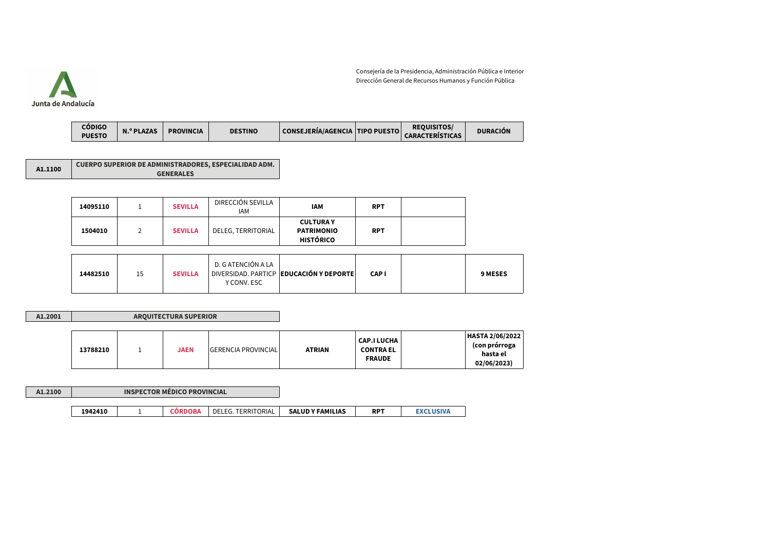Junta de Andalucía

Consejería de la Presidencia, Administración Pública e Interior
Dirección General de Recursos Humanos y Función Pública

| CÓDIGO PUESTO | N.º PLAZAS | PROVINCIA | DESTINO | CONSEJERÍA/AGENCIA | TIPO PUESTO | REQUISITOS/ CARACTERÍSTICAS | DURACIÓN |
|---|---|---|---|---|---|---|---|
| **A1.1100** | **CUERPO SUPERIOR DE ADMINISTRADORES, ESPECIALIDAD ADM. GENERALES** | | | | | | |
| **14095110** | 1 | **SEVILLA** | DIRECCIÓN SEVILLA IAM | **IAM** | **RPT** | | |
| **1504010** | 2 | **SEVILLA** | DELEG, TERRITORIAL | **CULTURA Y PATRIMONIO HISTÓRICO** | **RPT** | | |
| **14482510** | 15 | **SEVILLA** | D. G ATENCIÓN A LA DIVERSIDAD. PARTICP Y CONV. ESC | **EDUCACIÓN Y DEPORTE** | **CAP I** | | **9 MESES** |
| **A1.2001** | **ARQUITECTURA SUPERIOR** | | | | | | |
| **13788210** | 1 | **JAEN** | GERENCIA PROVINCIAL | **ATRIAN** | **CAP.I LUCHA CONTRA EL FRAUDE** | | **HASTA 2/06/2022 (con prórroga hasta el 02/06/2023)** |
| **A1.2100** | **INSPECTOR MÉDICO PROVINCIAL** | | | | | | |
| **1942410** | 1 | **CÓRDOBA** | DELEG. TERRITORIAL | **SALUD Y FAMILIAS** | **RPT** | **EXCLUSIVA** | |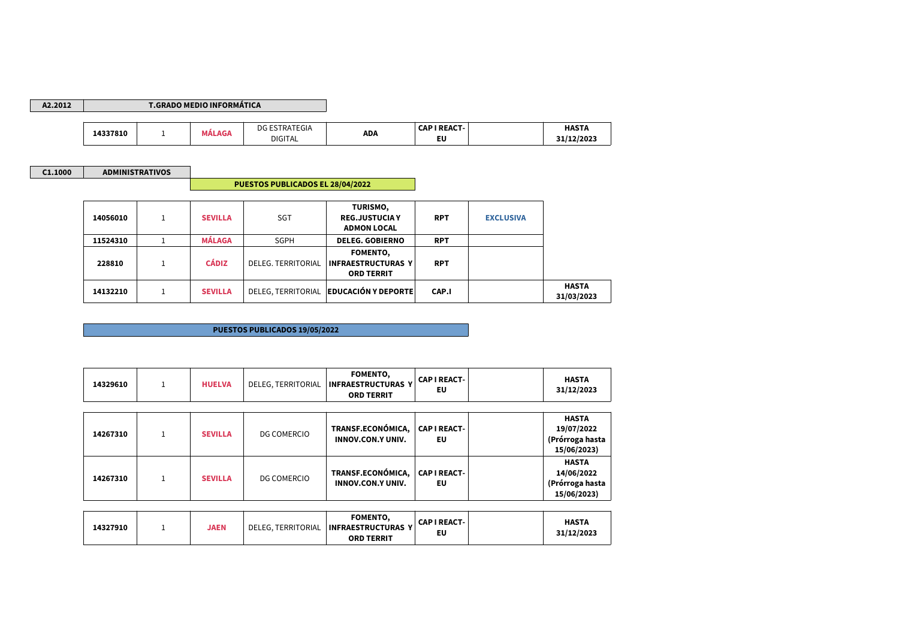| A2.2012 | T.GRADO MEDIO INFORMÁTICA |
|---|---|

| | | | | | | | |
|---|---|---|---|---|---|---|---|
| 14337810 | 1 | MÁLAGA | DG ESTRATEGIA DIGITAL | ADA | CAP I REACT-EU | | HASTA 31/12/2023 |

| C1.1000 | ADMINISTRATIVOS |
|---|---|

**PUESTOS PUBLICADOS EL 28/04/2022**

| | | | | | | | |
|---|---|---|---|---|---|---|---|
| 14056010 | 1 | SEVILLA | SGT | TURISMO, REG.JUSTUCIA Y ADMON LOCAL | RPT | EXCLUSIVA | |
| 11524310 | 1 | MÁLAGA | SGPH | DELEG. GOBIERNO | RPT | | |
| 228810 | 1 | CÁDIZ | DELEG. TERRITORIAL | FOMENTO, INFRAESTRUCTURAS Y ORD TERRIT | RPT | | |
| 14132210 | 1 | SEVILLA | DELEG, TERRITORIAL | EDUCACIÓN Y DEPORTE | CAP.I | | HASTA 31/03/2023 |

**PUESTOS PUBLICADOS 19/05/2022**

| | | | | | | | |
|---|---|---|---|---|---|---|---|
| 14329610 | 1 | HUELVA | DELEG, TERRITORIAL | FOMENTO, INFRAESTRUCTURAS Y ORD TERRIT | CAP I REACT-EU | | HASTA 31/12/2023 |
| 14267310 | 1 | SEVILLA | DG COMERCIO | TRANSF.ECONÓMICA, INNOV.CON.Y UNIV. | CAP I REACT-EU | | HASTA 19/07/2022 (Prórroga hasta 15/06/2023) |
| 14267310 | 1 | SEVILLA | DG COMERCIO | TRANSF.ECONÓMICA, INNOV.CON.Y UNIV. | CAP I REACT-EU | | HASTA 14/06/2022 (Prórroga hasta 15/06/2023) |
| 14327910 | 1 | JAEN | DELEG, TERRITORIAL | FOMENTO, INFRAESTRUCTURAS Y ORD TERRIT | CAP I REACT-EU | | HASTA 31/12/2023 |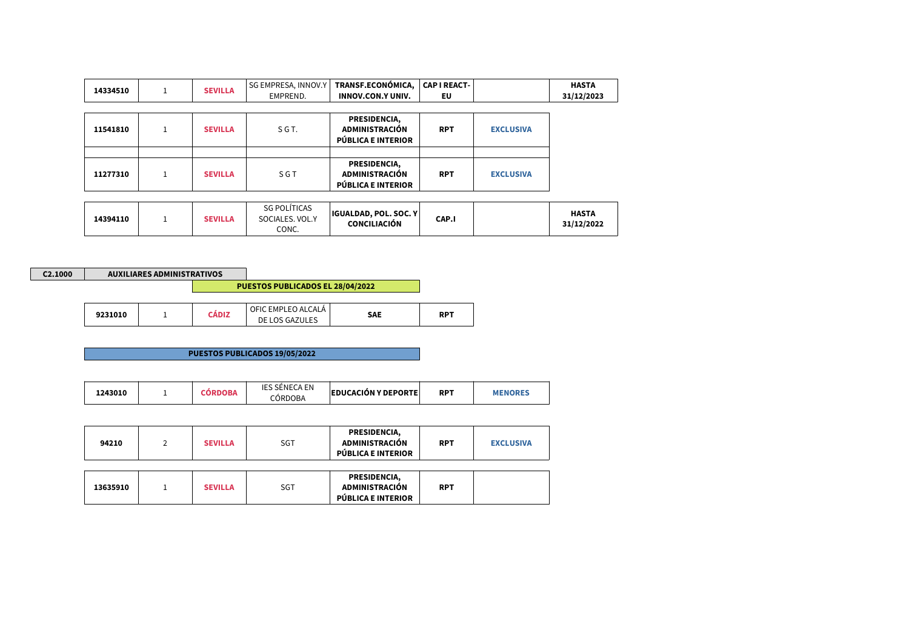| | | | | | | | |
|---|---|---|---|---|---|---|---|
| **14334510** | 1 | **SEVILLA** | SG EMPRESA, INNOV.Y EMPREND. | **TRANSF.ECONÓMICA, INNOV.CON.Y UNIV.** | **CAP I REACT-EU** | | **HASTA 31/12/2023** |
| **11541810** | 1 | **SEVILLA** | S G T. | **PRESIDENCIA, ADMINISTRACIÓN PÚBLICA E INTERIOR** | **RPT** | **EXCLUSIVA** | |
| | | | | | | | |
| **11277310** | 1 | **SEVILLA** | S G T | **PRESIDENCIA, ADMINISTRACIÓN PÚBLICA E INTERIOR** | **RPT** | **EXCLUSIVA** | |
| **14394110** | 1 | **SEVILLA** | SG POLÍTICAS SOCIALES. VOL.Y CONC. | **IGUALDAD, POL. SOC. Y CONCILIACIÓN** | **CAP.I** | | **HASTA 31/12/2022** |

**C2.1000** | **AUXILIARES ADMINISTRATIVOS**

**PUESTOS PUBLICADOS EL 28/04/2022**

| | | | | | |
|---|---|---|---|---|---|
| **9231010** | 1 | **CÁDIZ** | OFIC EMPLEO ALCALÁ DE LOS GAZULES | **SAE** | **RPT** |

**PUESTOS PUBLICADOS 19/05/2022**

| | | | | | | |
|---|---|---|---|---|---|---|
| **1243010** | 1 | **CÓRDOBA** | IES SÉNECA EN CÓRDOBA | **EDUCACIÓN Y DEPORTE** | **RPT** | **MENORES** |
| **94210** | 2 | **SEVILLA** | SGT | **PRESIDENCIA, ADMINISTRACIÓN PÚBLICA E INTERIOR** | **RPT** | **EXCLUSIVA** |
| **13635910** | 1 | **SEVILLA** | SGT | **PRESIDENCIA, ADMINISTRACIÓN PÚBLICA E INTERIOR** | **RPT** | |